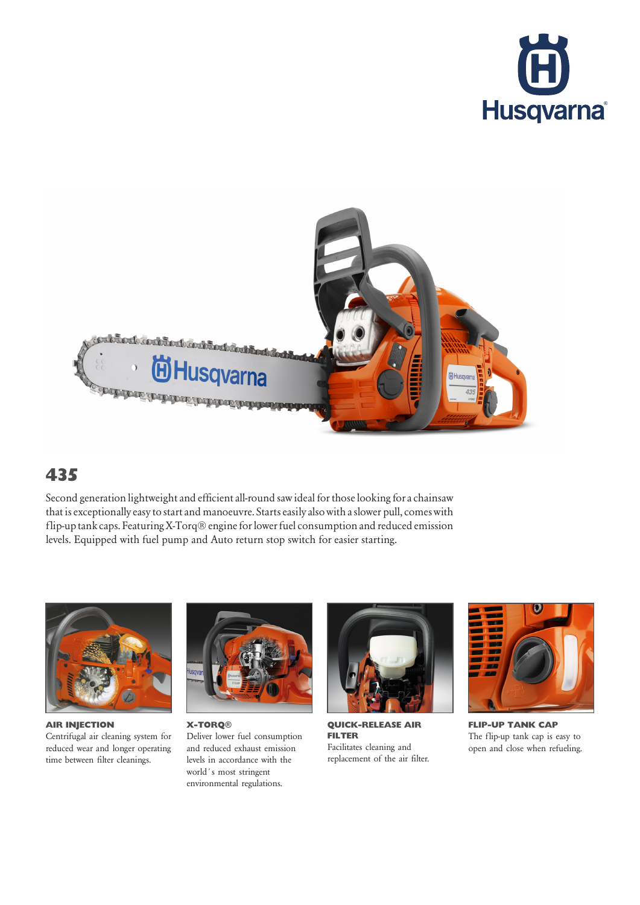# 435

Second generation lightweight and efficient all-round saw ideal for those looking for a chainsaw that is exceptionally easy to start and manoeuvre. Starts easily also with a slower pull, comes with flip-up tank caps. Featuring X-Torq® engine for lower fuel consumption and reduced emission levels. Equipped with fuel pump and Auto return stop switch for easier starting.

**AIR INJECTION**
Centrifugal air cleaning system for reduced wear and longer operating time between filter cleanings.

**X-TORQ®**
Deliver lower fuel consumption and reduced exhaust emission levels in accordance with the world´s most stringent environmental regulations.

**QUICK-RELEASE AIR FILTER**
Facilitates cleaning and replacement of the air filter.

**FLIP-UP TANK CAP**
The flip-up tank cap is easy to open and close when refueling.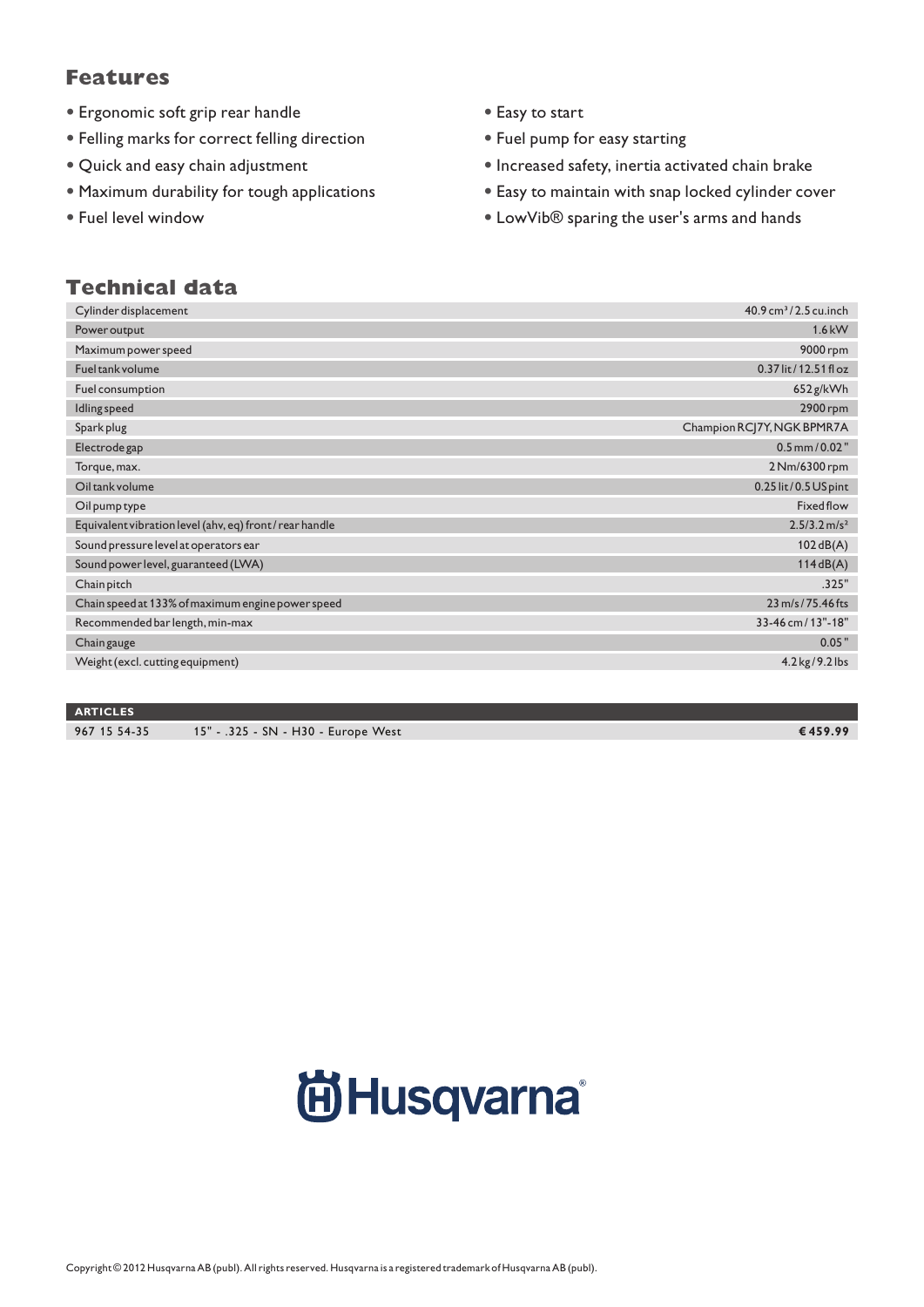## Features

- Ergonomic soft grip rear handle
- Felling marks for correct felling direction
- Quick and easy chain adjustment
- Maximum durability for tough applications
- Fuel level window
- Easy to start
- Fuel pump for easy starting
- Increased safety, inertia activated chain brake
- Easy to maintain with snap locked cylinder cover
- LowVib® sparing the user's arms and hands

## Technical data

| | |
|---|---|
| Cylinder displacement | 40.9 cm³ / 2.5 cu.inch |
| Power output | 1.6 kW |
| Maximum power speed | 9000 rpm |
| Fuel tank volume | 0.37 lit / 12.51 fl oz |
| Fuel consumption | 652 g/kWh |
| Idling speed | 2900 rpm |
| Spark plug | Champion RCJ7Y, NGK BPMR7A |
| Electrode gap | 0.5 mm / 0.02 " |
| Torque, max. | 2 Nm/6300 rpm |
| Oil tank volume | 0.25 lit / 0.5 US pint |
| Oil pump type | Fixed flow |
| Equivalent vibration level (ahv, eq) front / rear handle | 2.5/3.2 m/s² |
| Sound pressure level at operators ear | 102 dB(A) |
| Sound power level, guaranteed (LWA) | 114 dB(A) |
| Chain pitch | .325" |
| Chain speed at 133% of maximum engine power speed | 23 m/s / 75.46 fts |
| Recommended bar length, min-max | 33-46 cm / 13"-18" |
| Chain gauge | 0.05 " |
| Weight (excl. cutting equipment) | 4.2 kg / 9.2 lbs |

| ARTICLES | | |
|---|---|---|
| 967 15 54-35 | 15" - .325 - SN - H30 - Europe West | **€ 459.99** |

Husqvarna®

Copyright © 2012 Husqvarna AB (publ). All rights reserved. Husqvarna is a registered trademark of Husqvarna AB (publ).